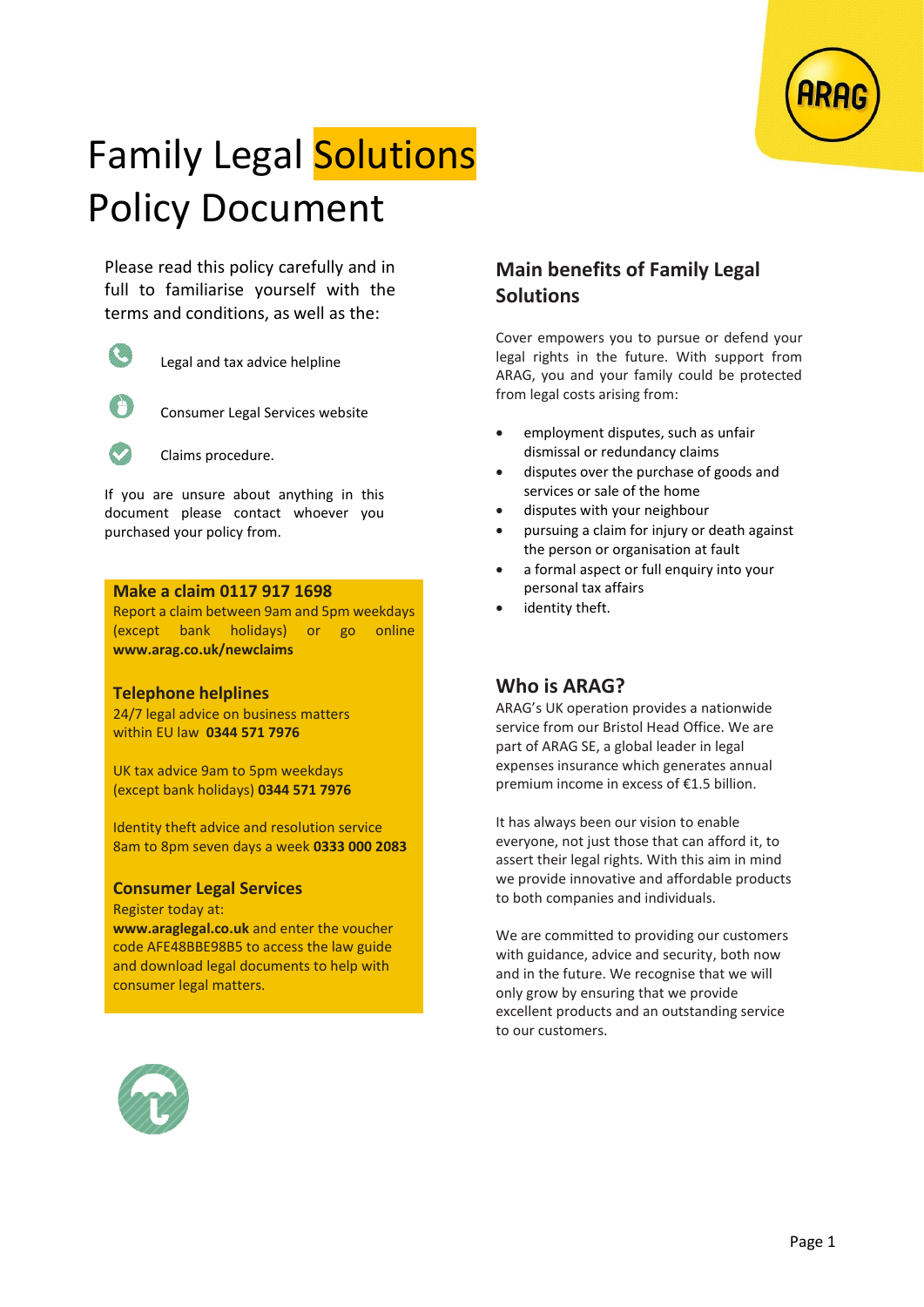# Family Legal Solutions Policy Document

Please read this policy carefully and in full to familiarise yourself with the terms and conditions, as well as the:

- Legal and tax advice helpline
- Consumer Legal Services website
- Claims procedure.

If you are unsure about anything in this document please contact whoever you purchased your policy from.

**Make a claim 0117 917 1698**

Report a claim between 9am and 5pm weekdays (except bank holidays) or go online **www.arag.co.uk/newclaims**

**Telephone helplines**

24/7 legal advice on business matters within EU law **0344 571 7976**

UK tax advice 9am to 5pm weekdays (except bank holidays) **0344 571 7976**

Identity theft advice and resolution service 8am to 8pm seven days a week **0333 000 2083**

**Consumer Legal Services**

Register today at:
**www.araglegal.co.uk** and enter the voucher code AFE48BBE98B5 to access the law guide and download legal documents to help with consumer legal matters.

## Main benefits of Family Legal Solutions

Cover empowers you to pursue or defend your legal rights in the future. With support from ARAG, you and your family could be protected from legal costs arising from:

- employment disputes, such as unfair dismissal or redundancy claims
- disputes over the purchase of goods and services or sale of the home
- disputes with your neighbour
- pursuing a claim for injury or death against the person or organisation at fault
- a formal aspect or full enquiry into your personal tax affairs
- identity theft.

## Who is ARAG?

ARAG's UK operation provides a nationwide service from our Bristol Head Office. We are part of ARAG SE, a global leader in legal expenses insurance which generates annual premium income in excess of €1.5 billion.

It has always been our vision to enable everyone, not just those that can afford it, to assert their legal rights. With this aim in mind we provide innovative and affordable products to both companies and individuals.

We are committed to providing our customers with guidance, advice and security, both now and in the future. We recognise that we will only grow by ensuring that we provide excellent products and an outstanding service to our customers.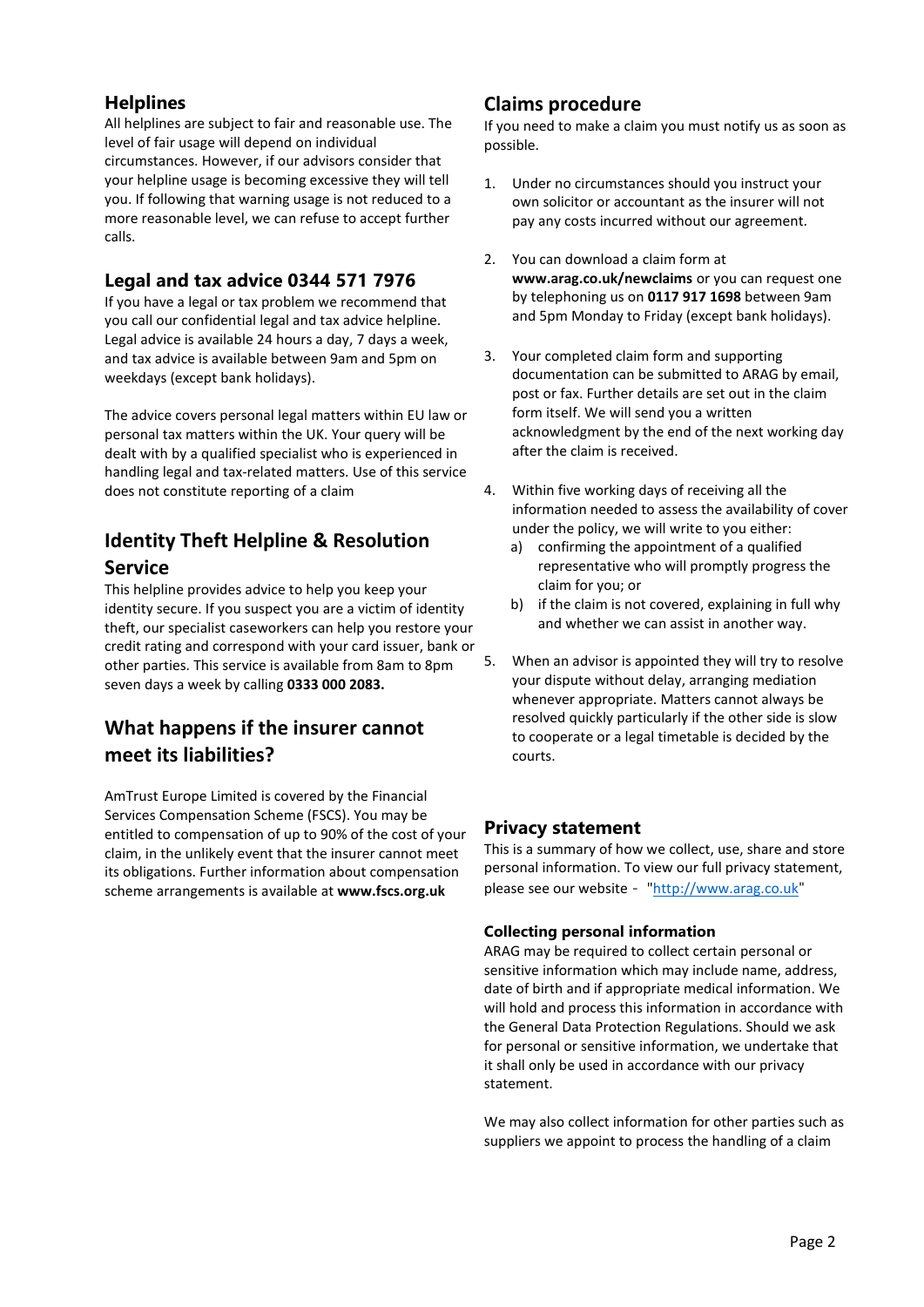## Helplines

All helplines are subject to fair and reasonable use. The level of fair usage will depend on individual circumstances. However, if our advisors consider that your helpline usage is becoming excessive they will tell you. If following that warning usage is not reduced to a more reasonable level, we can refuse to accept further calls.

## Legal and tax advice 0344 571 7976

If you have a legal or tax problem we recommend that you call our confidential legal and tax advice helpline. Legal advice is available 24 hours a day, 7 days a week, and tax advice is available between 9am and 5pm on weekdays (except bank holidays).

The advice covers personal legal matters within EU law or personal tax matters within the UK. Your query will be dealt with by a qualified specialist who is experienced in handling legal and tax-related matters. Use of this service does not constitute reporting of a claim

## Identity Theft Helpline & Resolution Service

This helpline provides advice to help you keep your identity secure. If you suspect you are a victim of identity theft, our specialist caseworkers can help you restore your credit rating and correspond with your card issuer, bank or other parties. This service is available from 8am to 8pm seven days a week by calling **0333 000 2083.**

## What happens if the insurer cannot meet its liabilities?

AmTrust Europe Limited is covered by the Financial Services Compensation Scheme (FSCS). You may be entitled to compensation of up to 90% of the cost of your claim, in the unlikely event that the insurer cannot meet its obligations. Further information about compensation scheme arrangements is available at **www.fscs.org.uk**

## Claims procedure

If you need to make a claim you must notify us as soon as possible.

1. Under no circumstances should you instruct your own solicitor or accountant as the insurer will not pay any costs incurred without our agreement.

2. You can download a claim form at **www.arag.co.uk/newclaims** or you can request one by telephoning us on **0117 917 1698** between 9am and 5pm Monday to Friday (except bank holidays).

3. Your completed claim form and supporting documentation can be submitted to ARAG by email, post or fax. Further details are set out in the claim form itself. We will send you a written acknowledgment by the end of the next working day after the claim is received.

4. Within five working days of receiving all the information needed to assess the availability of cover under the policy, we will write to you either:
   a) confirming the appointment of a qualified representative who will promptly progress the claim for you; or
   b) if the claim is not covered, explaining in full why and whether we can assist in another way.

5. When an advisor is appointed they will try to resolve your dispute without delay, arranging mediation whenever appropriate. Matters cannot always be resolved quickly particularly if the other side is slow to cooperate or a legal timetable is decided by the courts.

## Privacy statement

This is a summary of how we collect, use, share and store personal information. To view our full privacy statement, please see our website - "http://www.arag.co.uk"

### Collecting personal information

ARAG may be required to collect certain personal or sensitive information which may include name, address, date of birth and if appropriate medical information. We will hold and process this information in accordance with the General Data Protection Regulations. Should we ask for personal or sensitive information, we undertake that it shall only be used in accordance with our privacy statement.

We may also collect information for other parties such as suppliers we appoint to process the handling of a claim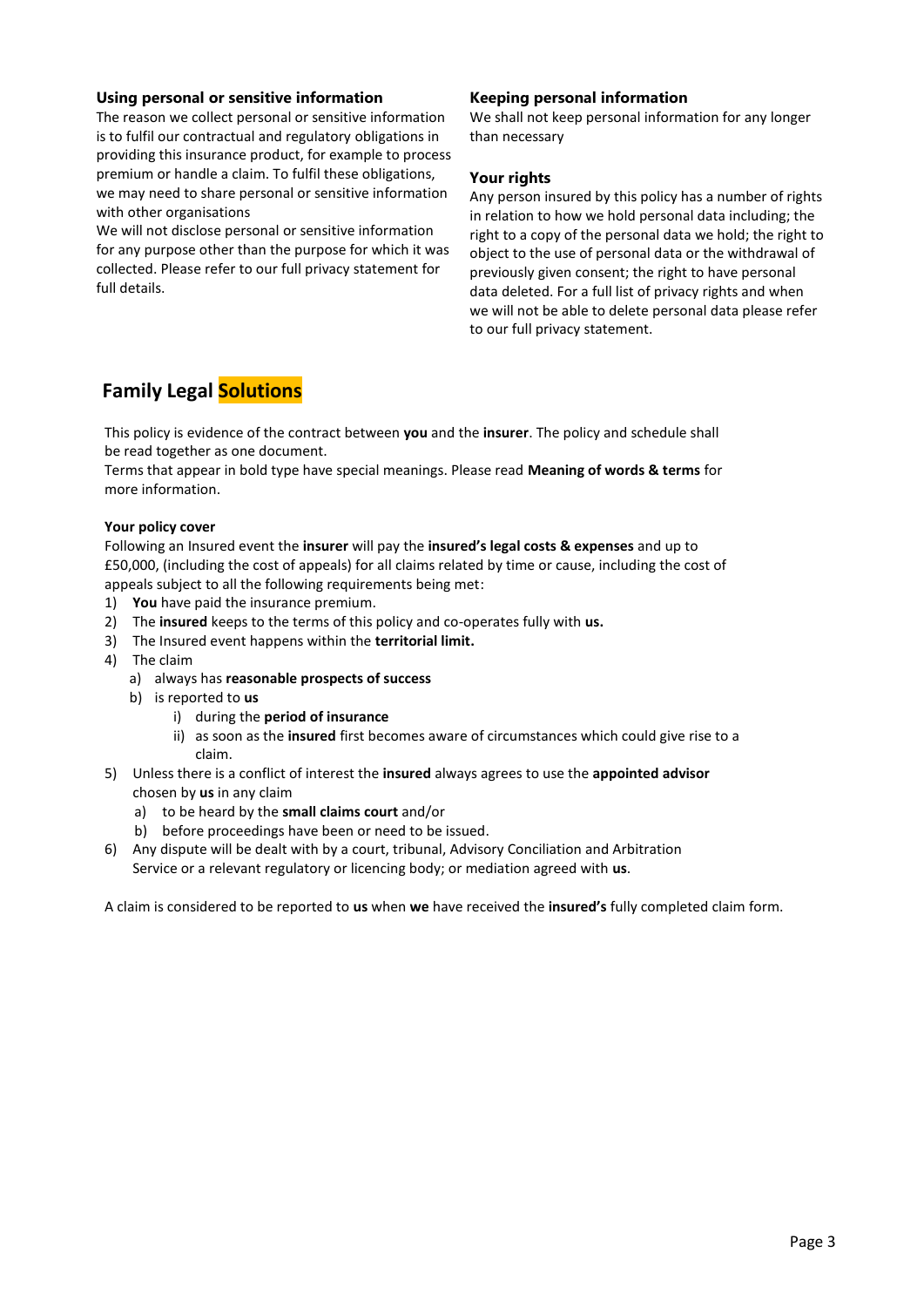### Using personal or sensitive information

The reason we collect personal or sensitive information is to fulfil our contractual and regulatory obligations in providing this insurance product, for example to process premium or handle a claim. To fulfil these obligations, we may need to share personal or sensitive information with other organisations

We will not disclose personal or sensitive information for any purpose other than the purpose for which it was collected. Please refer to our full privacy statement for full details.

### Keeping personal information

We shall not keep personal information for any longer than necessary

### Your rights

Any person insured by this policy has a number of rights in relation to how we hold personal data including; the right to a copy of the personal data we hold; the right to object to the use of personal data or the withdrawal of previously given consent; the right to have personal data deleted. For a full list of privacy rights and when we will not be able to delete personal data please refer to our full privacy statement.

## Family Legal Solutions

This policy is evidence of the contract between **you** and the **insurer**. The policy and schedule shall be read together as one document.

Terms that appear in bold type have special meanings. Please read **Meaning of words & terms** for more information.

**Your policy cover**

Following an Insured event the **insurer** will pay the **insured's legal costs & expenses** and up to £50,000, (including the cost of appeals) for all claims related by time or cause, including the cost of appeals subject to all the following requirements being met:

1) **You** have paid the insurance premium.
2) The **insured** keeps to the terms of this policy and co-operates fully with **us.**
3) The Insured event happens within the **territorial limit.**
4) The claim
   a) always has **reasonable prospects of success**
   b) is reported to **us**
      i) during the **period of insurance**
      ii) as soon as the **insured** first becomes aware of circumstances which could give rise to a claim.
5) Unless there is a conflict of interest the **insured** always agrees to use the **appointed advisor** chosen by **us** in any claim
   a) to be heard by the **small claims court** and/or
   b) before proceedings have been or need to be issued.
6) Any dispute will be dealt with by a court, tribunal, Advisory Conciliation and Arbitration Service or a relevant regulatory or licencing body; or mediation agreed with **us**.

A claim is considered to be reported to **us** when **we** have received the **insured's** fully completed claim form.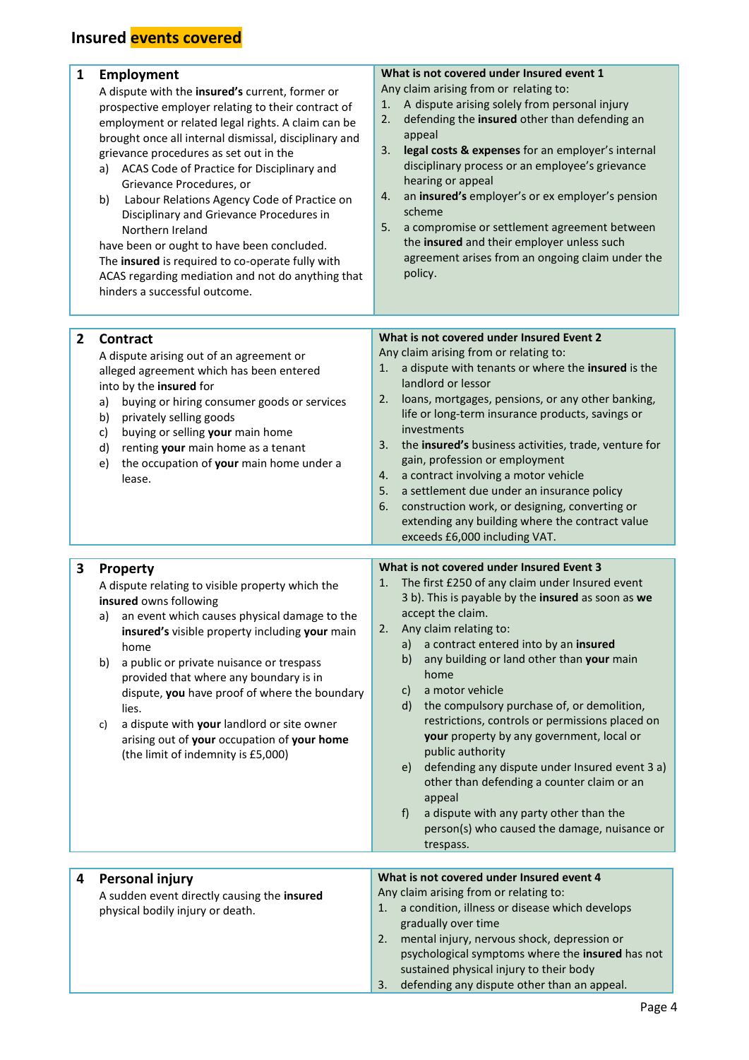# Insured events covered

| 1 **Employment** | **What is not covered under Insured event 1** |
|---|---|
| A dispute with the **insured's** current, former or prospective employer relating to their contract of employment or related legal rights. A claim can be brought once all internal dismissal, disciplinary and grievance procedures as set out in the<br>a) ACAS Code of Practice for Disciplinary and Grievance Procedures, or<br>b) Labour Relations Agency Code of Practice on Disciplinary and Grievance Procedures in Northern Ireland<br>have been or ought to have been concluded.<br>The **insured** is required to co-operate fully with ACAS regarding mediation and not do anything that hinders a successful outcome. | Any claim arising from or relating to:<br>1. A dispute arising solely from personal injury<br>2. defending the **insured** other than defending an appeal<br>3. **legal costs & expenses** for an employer's internal disciplinary process or an employee's grievance hearing or appeal<br>4. an **insured's** employer's or ex employer's pension scheme<br>5. a compromise or settlement agreement between the **insured** and their employer unless such agreement arises from an ongoing claim under the policy. |

| 2 **Contract** | **What is not covered under Insured Event 2** |
|---|---|
| A dispute arising out of an agreement or alleged agreement which has been entered into by the **insured** for<br>a) buying or hiring consumer goods or services<br>b) privately selling goods<br>c) buying or selling **your** main home<br>d) renting **your** main home as a tenant<br>e) the occupation of **your** main home under a lease. | Any claim arising from or relating to:<br>1. a dispute with tenants or where the **insured** is the landlord or lessor<br>2. loans, mortgages, pensions, or any other banking, life or long-term insurance products, savings or investments<br>3. the **insured's** business activities, trade, venture for gain, profession or employment<br>4. a contract involving a motor vehicle<br>5. a settlement due under an insurance policy<br>6. construction work, or designing, converting or extending any building where the contract value exceeds £6,000 including VAT. |

| 3 **Property** | **What is not covered under Insured Event 3** |
|---|---|
| A dispute relating to visible property which the **insured** owns following<br>a) an event which causes physical damage to the **insured's** visible property including **your** main home<br>b) a public or private nuisance or trespass provided that where any boundary is in dispute, **you** have proof of where the boundary lies.<br>c) a dispute with **your** landlord or site owner arising out of **your** occupation of **your home** (the limit of indemnity is £5,000) | 1. The first £250 of any claim under Insured event 3 b). This is payable by the **insured** as soon as **we** accept the claim.<br>2. Any claim relating to:<br>a) a contract entered into by an **insured**<br>b) any building or land other than **your** main home<br>c) a motor vehicle<br>d) the compulsory purchase of, or demolition, restrictions, controls or permissions placed on **your** property by any government, local or public authority<br>e) defending any dispute under Insured event 3 a) other than defending a counter claim or an appeal<br>f) a dispute with any party other than the person(s) who caused the damage, nuisance or trespass. |

| 4 **Personal injury** | **What is not covered under Insured event 4** |
|---|---|
| A sudden event directly causing the **insured** physical bodily injury or death. | Any claim arising from or relating to:<br>1. a condition, illness or disease which develops gradually over time<br>2. mental injury, nervous shock, depression or psychological symptoms where the **insured** has not sustained physical injury to their body<br>3. defending any dispute other than an appeal. |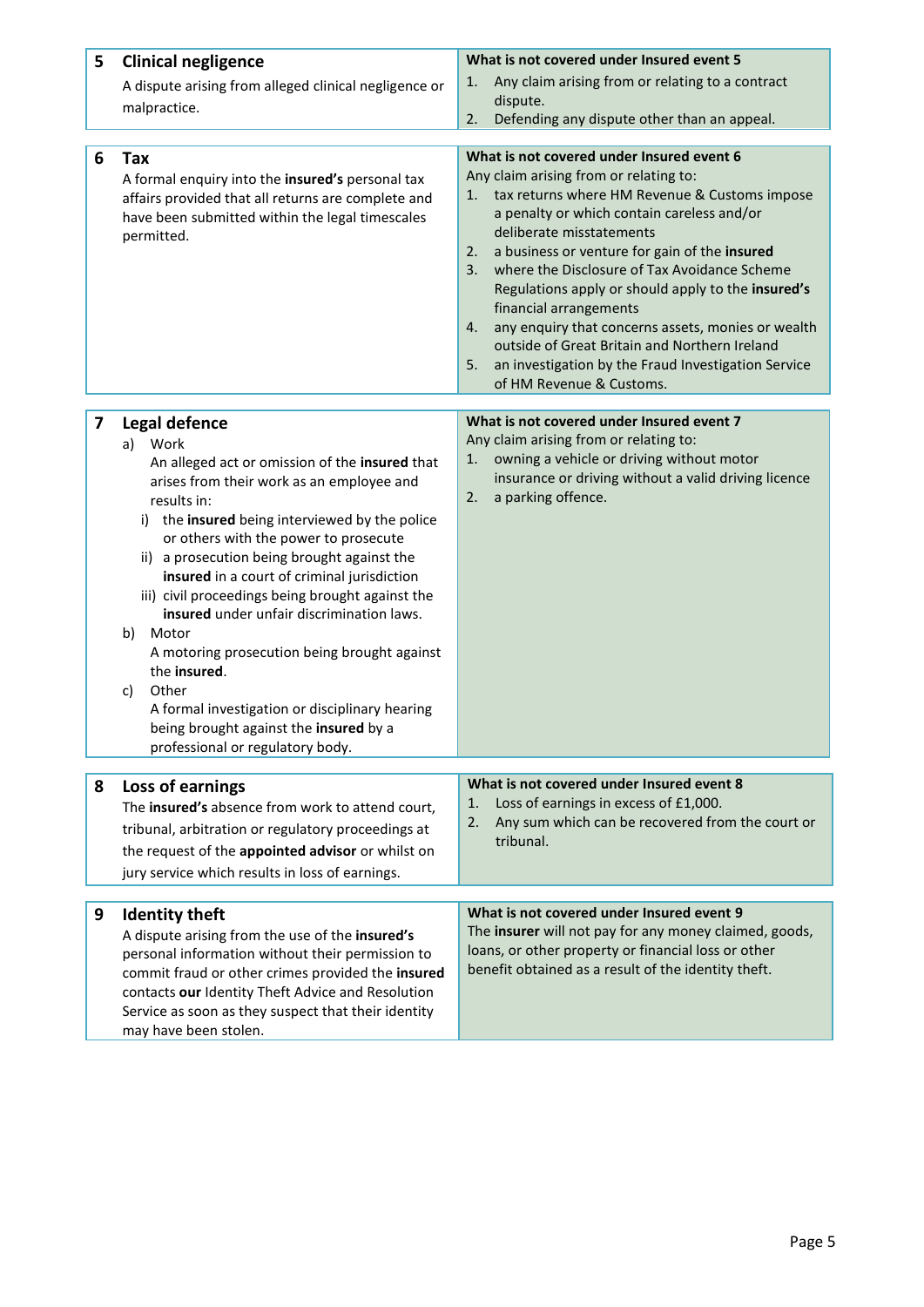| | |
|---|---|
| **5 Clinical negligence**<br>A dispute arising from alleged clinical negligence or malpractice. | **What is not covered under Insured event 5**<br>1. Any claim arising from or relating to a contract dispute.<br>2. Defending any dispute other than an appeal. |

| | |
|---|---|
| **6 Tax**<br>A formal enquiry into the **insured's** personal tax affairs provided that all returns are complete and have been submitted within the legal timescales permitted. | **What is not covered under Insured event 6**<br>Any claim arising from or relating to:<br>1. tax returns where HM Revenue & Customs impose a penalty or which contain careless and/or deliberate misstatements<br>2. a business or venture for gain of the **insured**<br>3. where the Disclosure of Tax Avoidance Scheme Regulations apply or should apply to the **insured's** financial arrangements<br>4. any enquiry that concerns assets, monies or wealth outside of Great Britain and Northern Ireland<br>5. an investigation by the Fraud Investigation Service of HM Revenue & Customs. |

| | |
|---|---|
| **7 Legal defence**<br>a) Work<br>An alleged act or omission of the **insured** that arises from their work as an employee and results in:<br>i) the **insured** being interviewed by the police or others with the power to prosecute<br>ii) a prosecution being brought against the **insured** in a court of criminal jurisdiction<br>iii) civil proceedings being brought against the **insured** under unfair discrimination laws.<br>b) Motor<br>A motoring prosecution being brought against the **insured**.<br>c) Other<br>A formal investigation or disciplinary hearing being brought against the **insured** by a professional or regulatory body. | **What is not covered under Insured event 7**<br>Any claim arising from or relating to:<br>1. owning a vehicle or driving without motor insurance or driving without a valid driving licence<br>2. a parking offence. |

| | |
|---|---|
| **8 Loss of earnings**<br>The **insured's** absence from work to attend court, tribunal, arbitration or regulatory proceedings at the request of the **appointed advisor** or whilst on jury service which results in loss of earnings. | **What is not covered under Insured event 8**<br>1. Loss of earnings in excess of £1,000.<br>2. Any sum which can be recovered from the court or tribunal. |

| | |
|---|---|
| **9 Identity theft**<br>A dispute arising from the use of the **insured's** personal information without their permission to commit fraud or other crimes provided the **insured** contacts **our** Identity Theft Advice and Resolution Service as soon as they suspect that their identity may have been stolen. | **What is not covered under Insured event 9**<br>The **insurer** will not pay for any money claimed, goods, loans, or other property or financial loss or other benefit obtained as a result of the identity theft. |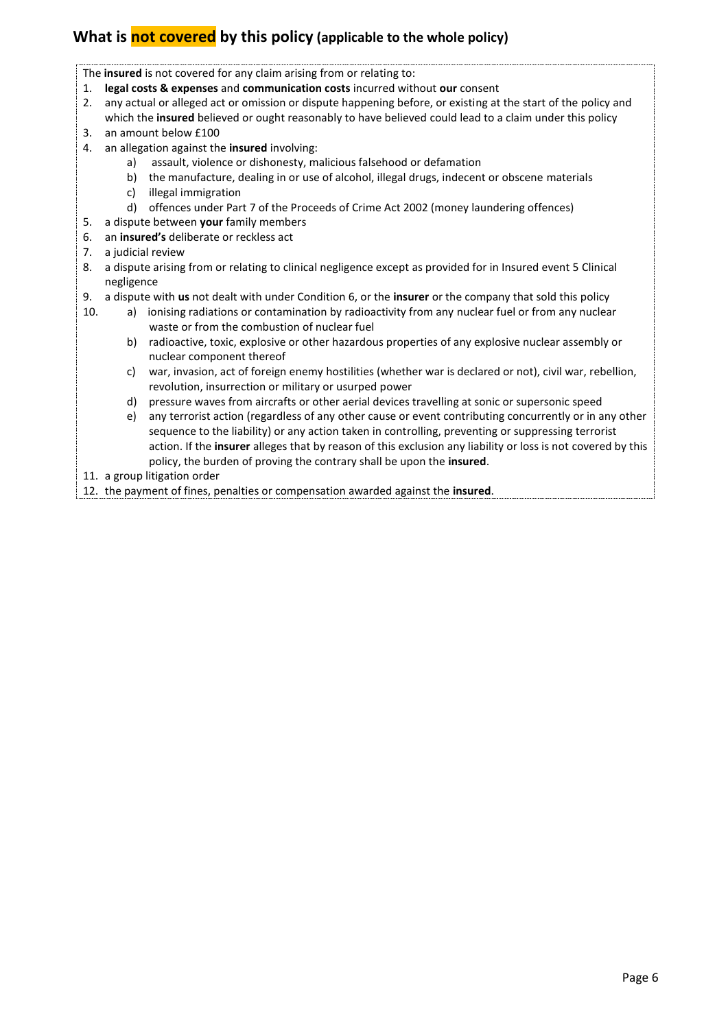## What is not covered by this policy (applicable to the whole policy)

The **insured** is not covered for any claim arising from or relating to:

1. **legal costs & expenses** and **communication costs** incurred without **our** consent
2. any actual or alleged act or omission or dispute happening before, or existing at the start of the policy and which the **insured** believed or ought reasonably to have believed could lead to a claim under this policy
3. an amount below £100
4. an allegation against the **insured** involving:
   a) assault, violence or dishonesty, malicious falsehood or defamation
   b) the manufacture, dealing in or use of alcohol, illegal drugs, indecent or obscene materials
   c) illegal immigration
   d) offences under Part 7 of the Proceeds of Crime Act 2002 (money laundering offences)
5. a dispute between **your** family members
6. an **insured's** deliberate or reckless act
7. a judicial review
8. a dispute arising from or relating to clinical negligence except as provided for in Insured event 5 Clinical negligence
9. a dispute with **us** not dealt with under Condition 6, or the **insurer** or the company that sold this policy
10. a) ionising radiations or contamination by radioactivity from any nuclear fuel or from any nuclear waste or from the combustion of nuclear fuel
    b) radioactive, toxic, explosive or other hazardous properties of any explosive nuclear assembly or nuclear component thereof
    c) war, invasion, act of foreign enemy hostilities (whether war is declared or not), civil war, rebellion, revolution, insurrection or military or usurped power
    d) pressure waves from aircrafts or other aerial devices travelling at sonic or supersonic speed
    e) any terrorist action (regardless of any other cause or event contributing concurrently or in any other sequence to the liability) or any action taken in controlling, preventing or suppressing terrorist action. If the **insurer** alleges that by reason of this exclusion any liability or loss is not covered by this policy, the burden of proving the contrary shall be upon the **insured**.
11. a group litigation order
12. the payment of fines, penalties or compensation awarded against the **insured**.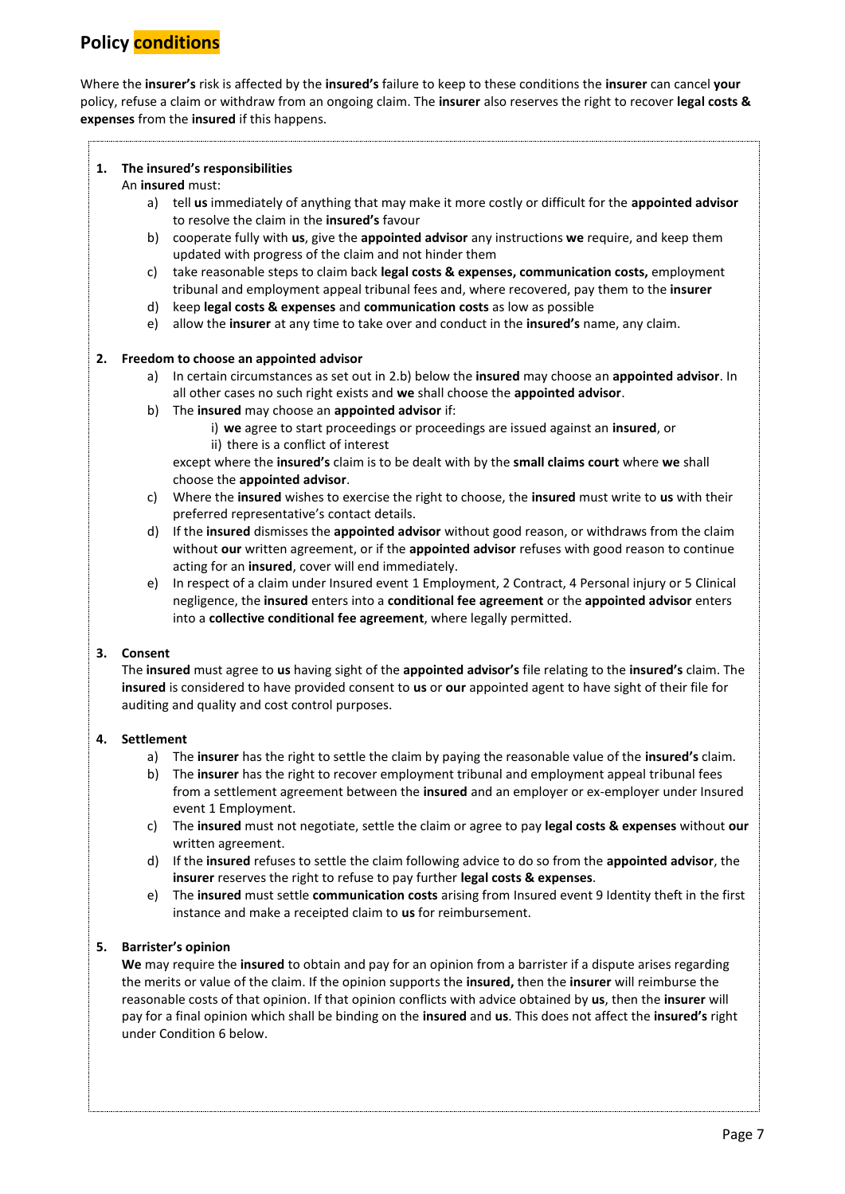# Policy conditions

Where the **insurer's** risk is affected by the **insured's** failure to keep to these conditions the **insurer** can cancel **your** policy, refuse a claim or withdraw from an ongoing claim. The **insurer** also reserves the right to recover **legal costs & expenses** from the **insured** if this happens.

**1. The insured's responsibilities**

An **insured** must:

a) tell **us** immediately of anything that may make it more costly or difficult for the **appointed advisor** to resolve the claim in the **insured's** favour

b) cooperate fully with **us**, give the **appointed advisor** any instructions **we** require, and keep them updated with progress of the claim and not hinder them

c) take reasonable steps to claim back **legal costs & expenses, communication costs,** employment tribunal and employment appeal tribunal fees and, where recovered, pay them to the **insurer**

d) keep **legal costs & expenses** and **communication costs** as low as possible

e) allow the **insurer** at any time to take over and conduct in the **insured's** name, any claim.

**2. Freedom to choose an appointed advisor**

a) In certain circumstances as set out in 2.b) below the **insured** may choose an **appointed advisor**. In all other cases no such right exists and **we** shall choose the **appointed advisor**.

b) The **insured** may choose an **appointed advisor** if:

i) **we** agree to start proceedings or proceedings are issued against an **insured**, or

ii) there is a conflict of interest

except where the **insured's** claim is to be dealt with by the **small claims court** where **we** shall choose the **appointed advisor**.

c) Where the **insured** wishes to exercise the right to choose, the **insured** must write to **us** with their preferred representative's contact details.

d) If the **insured** dismisses the **appointed advisor** without good reason, or withdraws from the claim without **our** written agreement, or if the **appointed advisor** refuses with good reason to continue acting for an **insured**, cover will end immediately.

e) In respect of a claim under Insured event 1 Employment, 2 Contract, 4 Personal injury or 5 Clinical negligence, the **insured** enters into a **conditional fee agreement** or the **appointed advisor** enters into a **collective conditional fee agreement**, where legally permitted.

**3. Consent**

The **insured** must agree to **us** having sight of the **appointed advisor's** file relating to the **insured's** claim. The **insured** is considered to have provided consent to **us** or **our** appointed agent to have sight of their file for auditing and quality and cost control purposes.

**4. Settlement**

a) The **insurer** has the right to settle the claim by paying the reasonable value of the **insured's** claim.

b) The **insurer** has the right to recover employment tribunal and employment appeal tribunal fees from a settlement agreement between the **insured** and an employer or ex-employer under Insured event 1 Employment.

c) The **insured** must not negotiate, settle the claim or agree to pay **legal costs & expenses** without **our** written agreement.

d) If the **insured** refuses to settle the claim following advice to do so from the **appointed advisor**, the **insurer** reserves the right to refuse to pay further **legal costs & expenses**.

e) The **insured** must settle **communication costs** arising from Insured event 9 Identity theft in the first instance and make a receipted claim to **us** for reimbursement.

**5. Barrister's opinion**

**We** may require the **insured** to obtain and pay for an opinion from a barrister if a dispute arises regarding the merits or value of the claim. If the opinion supports the **insured,** then the **insurer** will reimburse the reasonable costs of that opinion. If that opinion conflicts with advice obtained by **us**, then the **insurer** will pay for a final opinion which shall be binding on the **insured** and **us**. This does not affect the **insured's** right under Condition 6 below.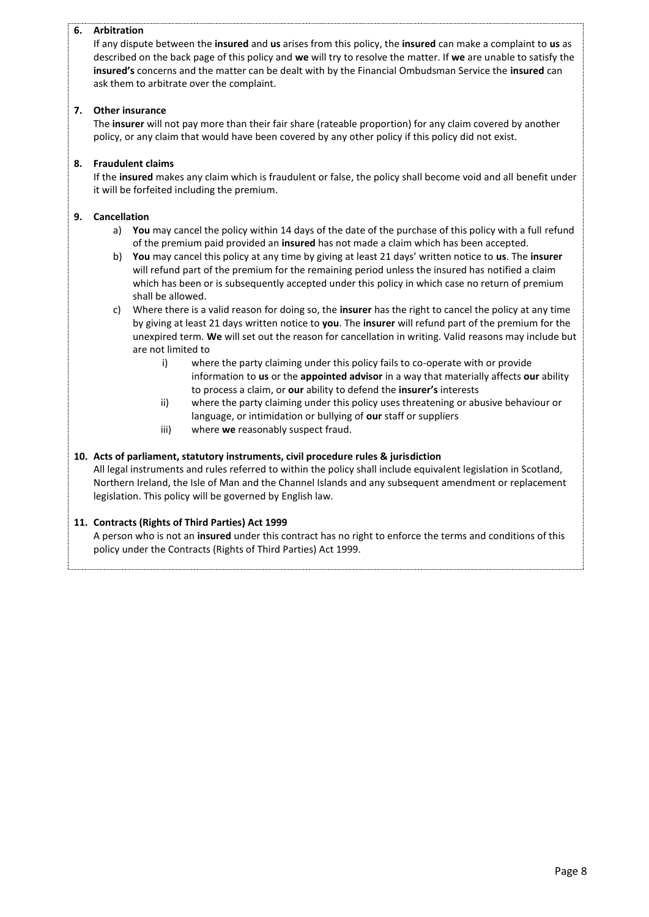**6. Arbitration**

If any dispute between the **insured** and **us** arises from this policy, the **insured** can make a complaint to **us** as described on the back page of this policy and **we** will try to resolve the matter. If **we** are unable to satisfy the **insured's** concerns and the matter can be dealt with by the Financial Ombudsman Service the **insured** can ask them to arbitrate over the complaint.

**7. Other insurance**

The **insurer** will not pay more than their fair share (rateable proportion) for any claim covered by another policy, or any claim that would have been covered by any other policy if this policy did not exist.

**8. Fraudulent claims**

If the **insured** makes any claim which is fraudulent or false, the policy shall become void and all benefit under it will be forfeited including the premium.

**9. Cancellation**

a) **You** may cancel the policy within 14 days of the date of the purchase of this policy with a full refund of the premium paid provided an **insured** has not made a claim which has been accepted.

b) **You** may cancel this policy at any time by giving at least 21 days' written notice to **us**. The **insurer** will refund part of the premium for the remaining period unless the insured has notified a claim which has been or is subsequently accepted under this policy in which case no return of premium shall be allowed.

c) Where there is a valid reason for doing so, the **insurer** has the right to cancel the policy at any time by giving at least 21 days written notice to **you**. The **insurer** will refund part of the premium for the unexpired term. **We** will set out the reason for cancellation in writing. Valid reasons may include but are not limited to

   i) where the party claiming under this policy fails to co-operate with or provide information to **us** or the **appointed advisor** in a way that materially affects **our** ability to process a claim, or **our** ability to defend the **insurer's** interests

   ii) where the party claiming under this policy uses threatening or abusive behaviour or language, or intimidation or bullying of **our** staff or suppliers

   iii) where **we** reasonably suspect fraud.

**10. Acts of parliament, statutory instruments, civil procedure rules & jurisdiction**

All legal instruments and rules referred to within the policy shall include equivalent legislation in Scotland, Northern Ireland, the Isle of Man and the Channel Islands and any subsequent amendment or replacement legislation. This policy will be governed by English law.

**11. Contracts (Rights of Third Parties) Act 1999**

A person who is not an **insured** under this contract has no right to enforce the terms and conditions of this policy under the Contracts (Rights of Third Parties) Act 1999.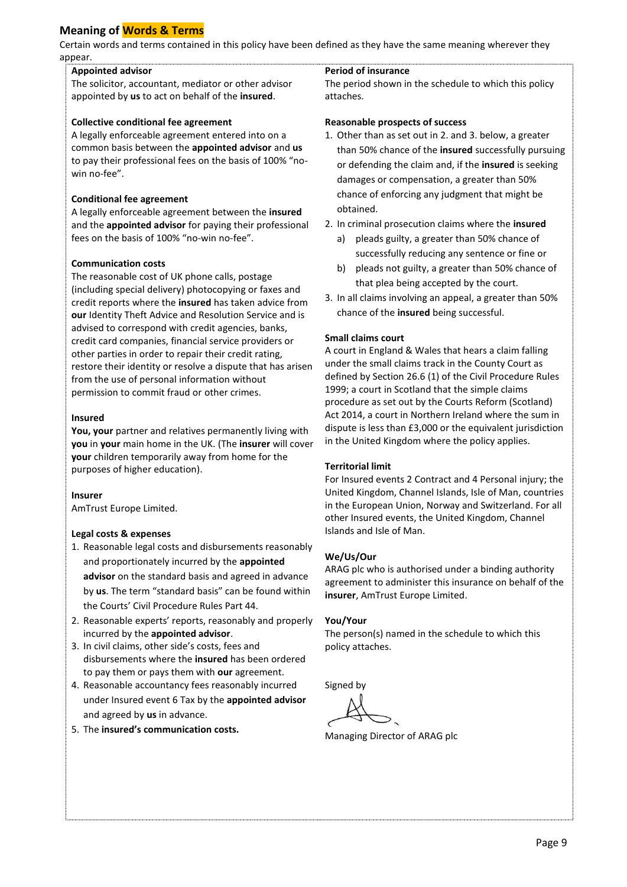## Meaning of Words & Terms

Certain words and terms contained in this policy have been defined as they have the same meaning wherever they appear.

**Appointed advisor**
The solicitor, accountant, mediator or other advisor appointed by **us** to act on behalf of the **insured**.

**Collective conditional fee agreement**
A legally enforceable agreement entered into on a common basis between the **appointed advisor** and **us** to pay their professional fees on the basis of 100% "no-win no-fee".

**Conditional fee agreement**
A legally enforceable agreement between the **insured** and the **appointed advisor** for paying their professional fees on the basis of 100% "no-win no-fee".

**Communication costs**
The reasonable cost of UK phone calls, postage (including special delivery) photocopying or faxes and credit reports where the **insured** has taken advice from **our** Identity Theft Advice and Resolution Service and is advised to correspond with credit agencies, banks, credit card companies, financial service providers or other parties in order to repair their credit rating, restore their identity or resolve a dispute that has arisen from the use of personal information without permission to commit fraud or other crimes.

**Insured**
**You, your** partner and relatives permanently living with **you** in **your** main home in the UK. (The **insurer** will cover **your** children temporarily away from home for the purposes of higher education).

**Insurer**
AmTrust Europe Limited.

**Legal costs & expenses**

1. Reasonable legal costs and disbursements reasonably and proportionately incurred by the **appointed advisor** on the standard basis and agreed in advance by **us**. The term "standard basis" can be found within the Courts' Civil Procedure Rules Part 44.
2. Reasonable experts' reports, reasonably and properly incurred by the **appointed advisor**.
3. In civil claims, other side's costs, fees and disbursements where the **insured** has been ordered to pay them or pays them with **our** agreement.
4. Reasonable accountancy fees reasonably incurred under Insured event 6 Tax by the **appointed advisor** and agreed by **us** in advance.
5. The **insured's communication costs.**

**Period of insurance**
The period shown in the schedule to which this policy attaches.

**Reasonable prospects of success**

1. Other than as set out in 2. and 3. below, a greater than 50% chance of the **insured** successfully pursuing or defending the claim and, if the **insured** is seeking damages or compensation, a greater than 50% chance of enforcing any judgment that might be obtained.
2. In criminal prosecution claims where the **insured**
   a) pleads guilty, a greater than 50% chance of successfully reducing any sentence or fine or
   b) pleads not guilty, a greater than 50% chance of that plea being accepted by the court.
3. In all claims involving an appeal, a greater than 50% chance of the **insured** being successful.

**Small claims court**
A court in England & Wales that hears a claim falling under the small claims track in the County Court as defined by Section 26.6 (1) of the Civil Procedure Rules 1999; a court in Scotland that the simple claims procedure as set out by the Courts Reform (Scotland) Act 2014, a court in Northern Ireland where the sum in dispute is less than £3,000 or the equivalent jurisdiction in the United Kingdom where the policy applies.

**Territorial limit**
For Insured events 2 Contract and 4 Personal injury; the United Kingdom, Channel Islands, Isle of Man, countries in the European Union, Norway and Switzerland. For all other Insured events, the United Kingdom, Channel Islands and Isle of Man.

**We/Us/Our**
ARAG plc who is authorised under a binding authority agreement to administer this insurance on behalf of the **insurer**, AmTrust Europe Limited.

**You/Your**
The person(s) named in the schedule to which this policy attaches.

Signed by

Managing Director of ARAG plc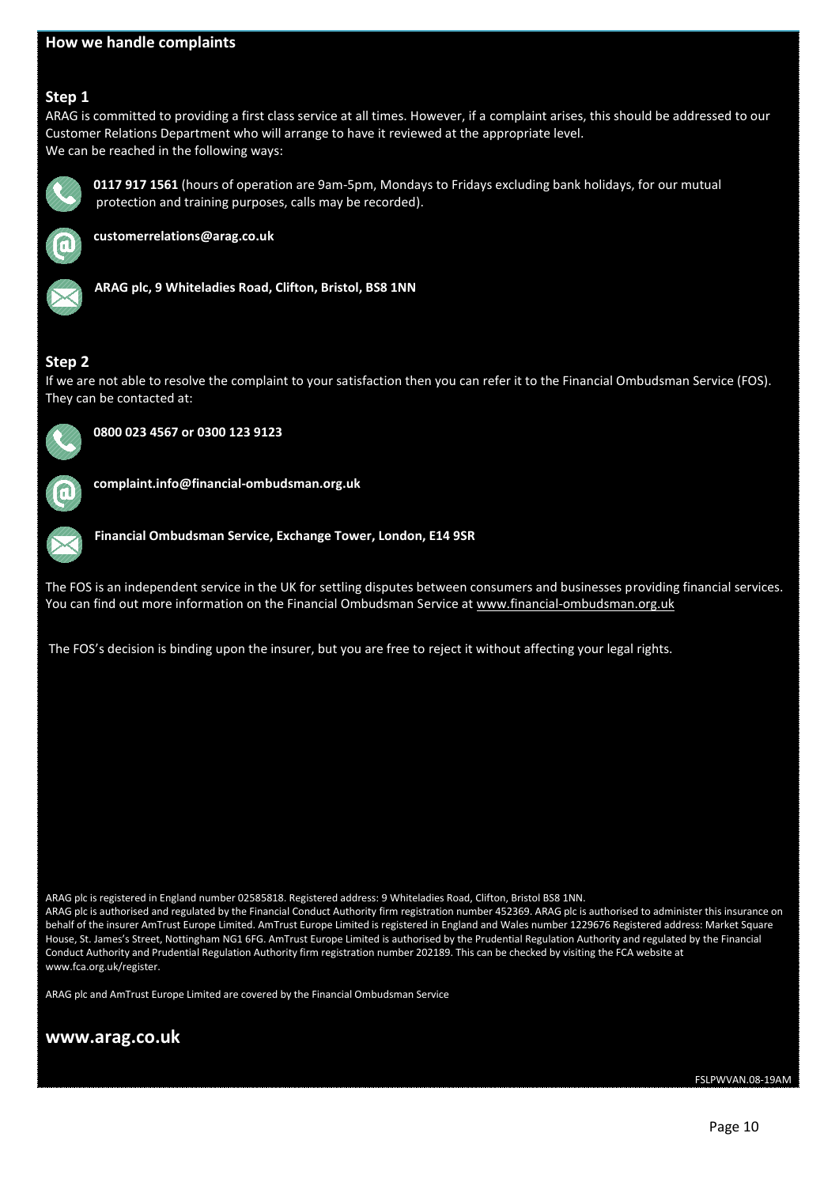## How we handle complaints

### Step 1

ARAG is committed to providing a first class service at all times. However, if a complaint arises, this should be addressed to our Customer Relations Department who will arrange to have it reviewed at the appropriate level.
We can be reached in the following ways:

**0117 917 1561** (hours of operation are 9am-5pm, Mondays to Fridays excluding bank holidays, for our mutual protection and training purposes, calls may be recorded).

**customerrelations@arag.co.uk**

**ARAG plc, 9 Whiteladies Road, Clifton, Bristol, BS8 1NN**

### Step 2

If we are not able to resolve the complaint to your satisfaction then you can refer it to the Financial Ombudsman Service (FOS). They can be contacted at:

**0800 023 4567 or 0300 123 9123**

**complaint.info@financial-ombudsman.org.uk**

**Financial Ombudsman Service, Exchange Tower, London, E14 9SR**

The FOS is an independent service in the UK for settling disputes between consumers and businesses providing financial services. You can find out more information on the Financial Ombudsman Service at www.financial-ombudsman.org.uk

The FOS's decision is binding upon the insurer, but you are free to reject it without affecting your legal rights.

ARAG plc is registered in England number 02585818. Registered address: 9 Whiteladies Road, Clifton, Bristol BS8 1NN.
ARAG plc is authorised and regulated by the Financial Conduct Authority firm registration number 452369. ARAG plc is authorised to administer this insurance on behalf of the insurer AmTrust Europe Limited. AmTrust Europe Limited is registered in England and Wales number 1229676 Registered address: Market Square House, St. James's Street, Nottingham NG1 6FG. AmTrust Europe Limited is authorised by the Prudential Regulation Authority and regulated by the Financial Conduct Authority and Prudential Regulation Authority firm registration number 202189. This can be checked by visiting the FCA website at www.fca.org.uk/register.

ARAG plc and AmTrust Europe Limited are covered by the Financial Ombudsman Service

## www.arag.co.uk

FSLPWVAN.08-19AM